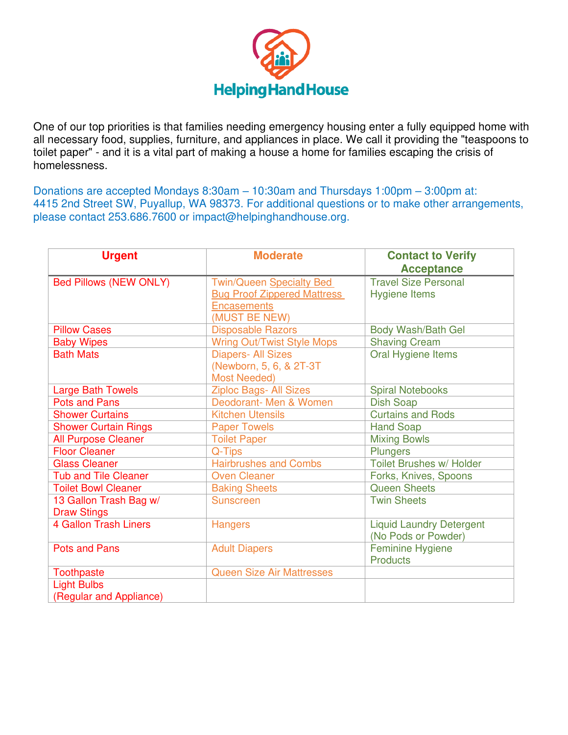# HelpingHandHouse

One of our top priorities is that families needing emergency housing enter a fully equipped home with all necessary food, supplies, furniture, and appliances in place. We call it providing the "teaspoons to toilet paper" - and it is a vital part of making a house a home for families escaping the crisis of homelessness.

Donations are accepted Mondays 8:30am – 10:30am and Thursdays 1:00pm – 3:00pm at: 4415 2nd Street SW, Puyallup, WA 98373. For additional questions or to make other arrangements, please contact 253.686.7600 or impact@helpinghandhouse.org.

| Urgent | Moderate | Contact to Verify Acceptance |
|---|---|---|
| Bed Pillows (NEW ONLY) | Twin/Queen Specialty Bed Bug Proof Zippered Mattress Encasements (MUST BE NEW) | Travel Size Personal Hygiene Items |
| Pillow Cases | Disposable Razors | Body Wash/Bath Gel |
| Baby Wipes | Wring Out/Twist Style Mops | Shaving Cream |
| Bath Mats | Diapers- All Sizes (Newborn, 5, 6, & 2T-3T Most Needed) | Oral Hygiene Items |
| Large Bath Towels | Ziploc Bags- All Sizes | Spiral Notebooks |
| Pots and Pans | Deodorant- Men & Women | Dish Soap |
| Shower Curtains | Kitchen Utensils | Curtains and Rods |
| Shower Curtain Rings | Paper Towels | Hand Soap |
| All Purpose Cleaner | Toilet Paper | Mixing Bowls |
| Floor Cleaner | Q-Tips | Plungers |
| Glass Cleaner | Hairbrushes and Combs | Toilet Brushes w/ Holder |
| Tub and Tile Cleaner | Oven Cleaner | Forks, Knives, Spoons |
| Toilet Bowl Cleaner | Baking Sheets | Queen Sheets |
| 13 Gallon Trash Bag w/ Draw Stings | Sunscreen | Twin Sheets |
| 4 Gallon Trash Liners | Hangers | Liquid Laundry Detergent (No Pods or Powder) |
| Pots and Pans | Adult Diapers | Feminine Hygiene Products |
| Toothpaste | Queen Size Air Mattresses | |
| Light Bulbs (Regular and Appliance) | | |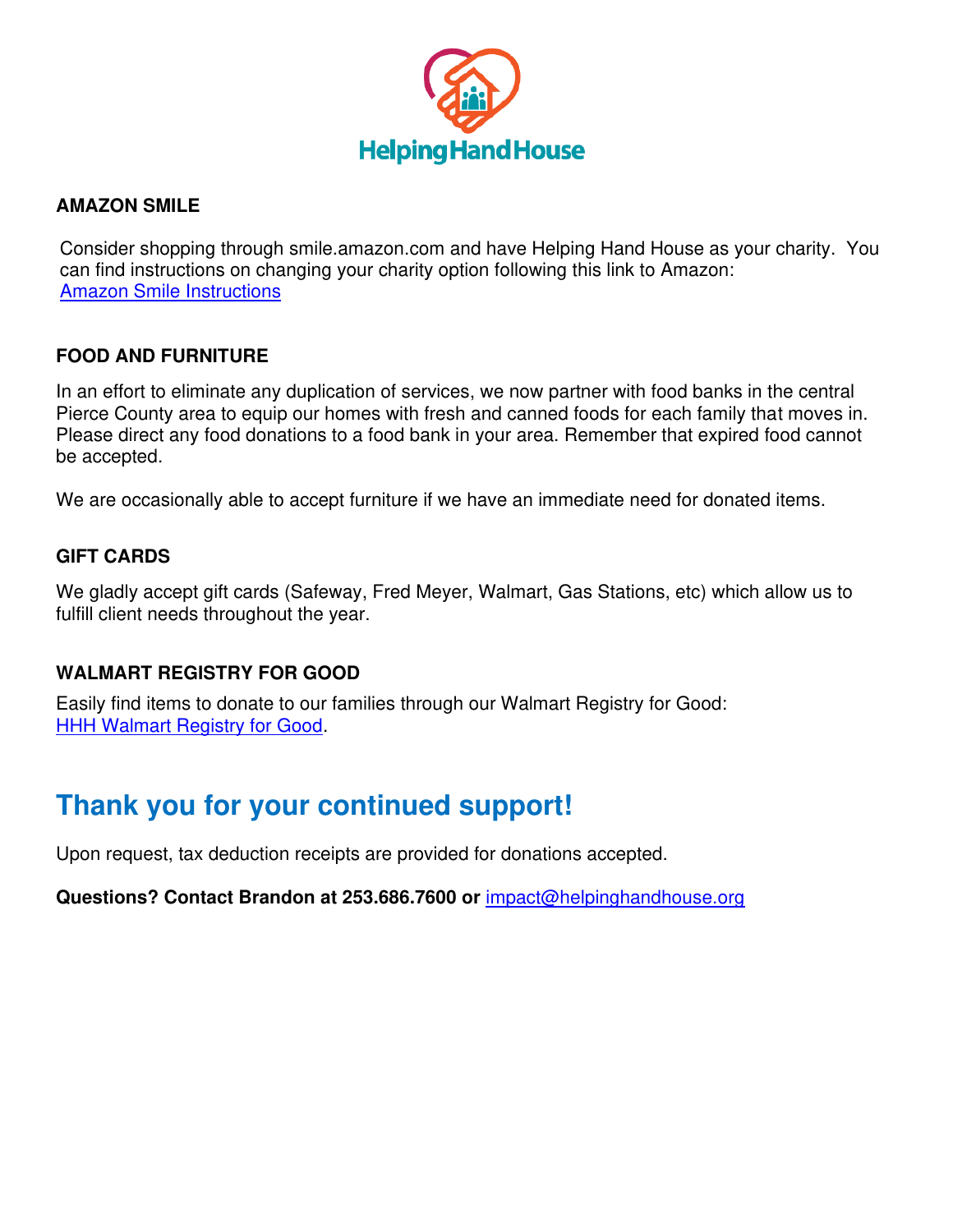HelpingHandHouse

## AMAZON SMILE

Consider shopping through smile.amazon.com and have Helping Hand House as your charity. You can find instructions on changing your charity option following this link to Amazon: Amazon Smile Instructions

## FOOD AND FURNITURE

In an effort to eliminate any duplication of services, we now partner with food banks in the central Pierce County area to equip our homes with fresh and canned foods for each family that moves in. Please direct any food donations to a food bank in your area. Remember that expired food cannot be accepted.

We are occasionally able to accept furniture if we have an immediate need for donated items.

## GIFT CARDS

We gladly accept gift cards (Safeway, Fred Meyer, Walmart, Gas Stations, etc) which allow us to fulfill client needs throughout the year.

## WALMART REGISTRY FOR GOOD

Easily find items to donate to our families through our Walmart Registry for Good: HHH Walmart Registry for Good.

# Thank you for your continued support!

Upon request, tax deduction receipts are provided for donations accepted.

**Questions? Contact Brandon at 253.686.7600 or** impact@helpinghandhouse.org